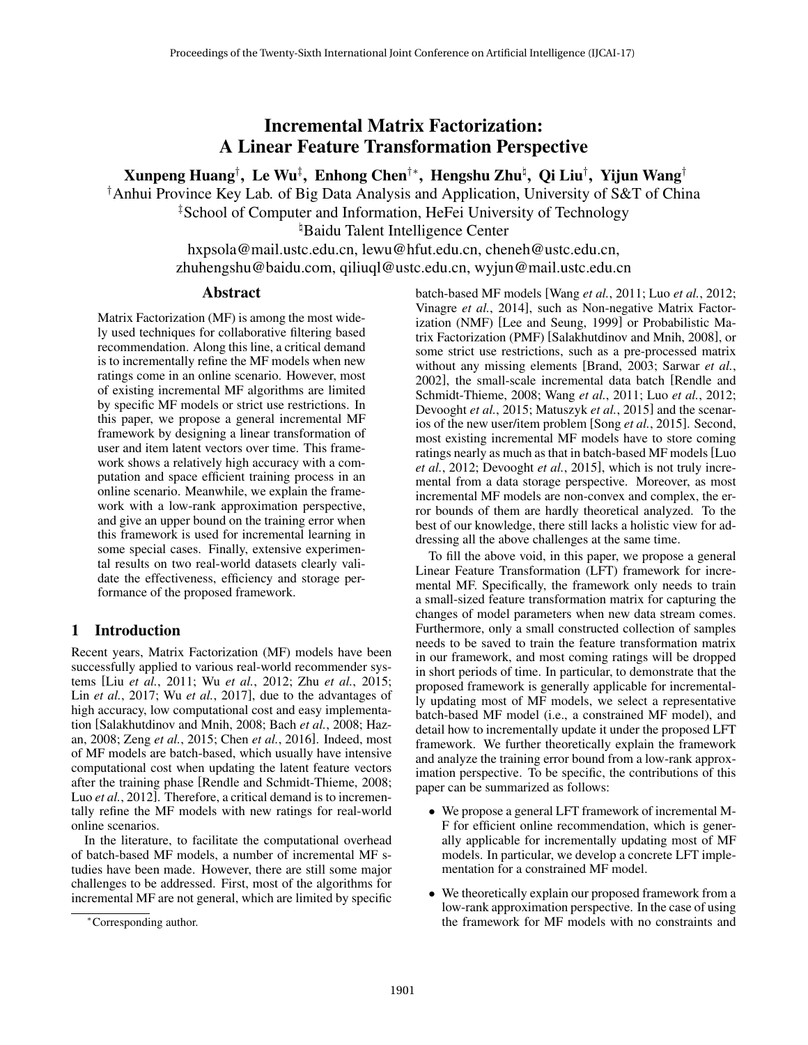# Incremental Matrix Factorization: A Linear Feature Transformation Perspective

**Xunpeng Huang[†], Le Wu[‡], Enhong Chen[†*], Hengshu Zhu[♮], Qi Liu[†], Yijun Wang[†]**

[†]Anhui Province Key Lab. of Big Data Analysis and Application, University of S&T of China
[‡]School of Computer and Information, HeFei University of Technology
[♮]Baidu Talent Intelligence Center
hxpsola@mail.ustc.edu.cn, lewu@hfut.edu.cn, cheneh@ustc.edu.cn,
zhuhengshu@baidu.com, qiliuql@ustc.edu.cn, wyjun@mail.ustc.edu.cn

## Abstract

Matrix Factorization (MF) is among the most widely used techniques for collaborative filtering based recommendation. Along this line, a critical demand is to incrementally refine the MF models when new ratings come in an online scenario. However, most of existing incremental MF algorithms are limited by specific MF models or strict use restrictions. In this paper, we propose a general incremental MF framework by designing a linear transformation of user and item latent vectors over time. This framework shows a relatively high accuracy with a computation and space efficient training process in an online scenario. Meanwhile, we explain the framework with a low-rank approximation perspective, and give an upper bound on the training error when this framework is used for incremental learning in some special cases. Finally, extensive experimental results on two real-world datasets clearly validate the effectiveness, efficiency and storage performance of the proposed framework.

## 1 Introduction

Recent years, Matrix Factorization (MF) models have been successfully applied to various real-world recommender systems [Liu *et al.*, 2011; Wu *et al.*, 2012; Zhu *et al.*, 2015; Lin *et al.*, 2017; Wu *et al.*, 2017], due to the advantages of high accuracy, low computational cost and easy implementation [Salakhutdinov and Mnih, 2008; Bach *et al.*, 2008; Hazan, 2008; Zeng *et al.*, 2015; Chen *et al.*, 2016]. Indeed, most of MF models are batch-based, which usually have intensive computational cost when updating the latent feature vectors after the training phase [Rendle and Schmidt-Thieme, 2008; Luo *et al.*, 2012]. Therefore, a critical demand is to incrementally refine the MF models with new ratings for real-world online scenarios.

In the literature, to facilitate the computational overhead of batch-based MF models, a number of incremental MF studies have been made. However, there are still some major challenges to be addressed. First, most of the algorithms for incremental MF are not general, which are limited by specific batch-based MF models [Wang *et al.*, 2011; Luo *et al.*, 2012; Vinagre *et al.*, 2014], such as Non-negative Matrix Factorization (NMF) [Lee and Seung, 1999] or Probabilistic Matrix Factorization (PMF) [Salakhutdinov and Mnih, 2008], or some strict use restrictions, such as a pre-processed matrix without any missing elements [Brand, 2003; Sarwar *et al.*, 2002], the small-scale incremental data batch [Rendle and Schmidt-Thieme, 2008; Wang *et al.*, 2011; Luo *et al.*, 2012; Devooght *et al.*, 2015; Matuszyk *et al.*, 2015] and the scenarios of the new user/item problem [Song *et al.*, 2015]. Second, most existing incremental MF models have to store coming ratings nearly as much as that in batch-based MF models [Luo *et al.*, 2012; Devooght *et al.*, 2015], which is not truly incremental from a data storage perspective. Moreover, as most incremental MF models are non-convex and complex, the error bounds of them are hardly theoretical analyzed. To the best of our knowledge, there still lacks a holistic view for addressing all the above challenges at the same time.

To fill the above void, in this paper, we propose a general Linear Feature Transformation (LFT) framework for incremental MF. Specifically, the framework only needs to train a small-sized feature transformation matrix for capturing the changes of model parameters when new data stream comes. Furthermore, only a small constructed collection of samples needs to be saved to train the feature transformation matrix in our framework, and most coming ratings will be dropped in short periods of time. In particular, to demonstrate that the proposed framework is generally applicable for incrementally updating most of MF models, we select a representative batch-based MF model (i.e., a constrained MF model), and detail how to incrementally update it under the proposed LFT framework. We further theoretically explain the framework and analyze the training error bound from a low-rank approximation perspective. To be specific, the contributions of this paper can be summarized as follows:

- We propose a general LFT framework of incremental MF for efficient online recommendation, which is generally applicable for incrementally updating most of MF models. In particular, we develop a concrete LFT implementation for a constrained MF model.
- We theoretically explain our proposed framework from a low-rank approximation perspective. In the case of using the framework for MF models with no constraints and

*Corresponding author.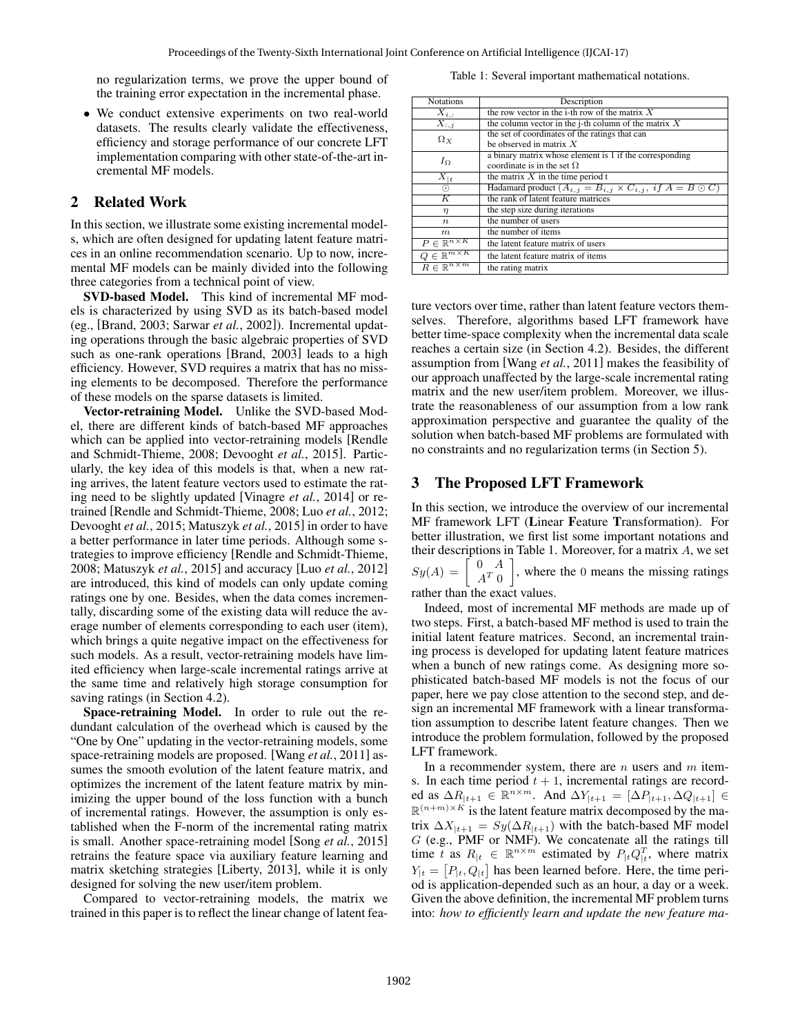no regularization terms, we prove the upper bound of the training error expectation in the incremental phase.

- We conduct extensive experiments on two real-world datasets. The results clearly validate the effectiveness, efficiency and storage performance of our concrete LFT implementation comparing with other state-of-the-art incremental MF models.

## 2 Related Work

In this section, we illustrate some existing incremental models, which are often designed for updating latent feature matrices in an online recommendation scenario. Up to now, incremental MF models can be mainly divided into the following three categories from a technical point of view.

**SVD-based Model.** This kind of incremental MF models is characterized by using SVD as its batch-based model (eg., [Brand, 2003; Sarwar *et al.*, 2002]). Incremental updating operations through the basic algebraic properties of SVD such as one-rank operations [Brand, 2003] leads to a high efficiency. However, SVD requires a matrix that has no missing elements to be decomposed. Therefore the performance of these models on the sparse datasets is limited.

**Vector-retraining Model.** Unlike the SVD-based Model, there are different kinds of batch-based MF approaches which can be applied into vector-retraining models [Rendle and Schmidt-Thieme, 2008; Devooght *et al.*, 2015]. Particularly, the key idea of this models is that, when a new rating arrives, the latent feature vectors used to estimate the rating need to be slightly updated [Vinagre *et al.*, 2014] or retrained [Rendle and Schmidt-Thieme, 2008; Luo *et al.*, 2012; Devooght *et al.*, 2015; Matuszyk *et al.*, 2015] in order to have a better performance in later time periods. Although some strategies to improve efficiency [Rendle and Schmidt-Thieme, 2008; Matuszyk *et al.*, 2015] and accuracy [Luo *et al.*, 2012] are introduced, this kind of models can only update coming ratings one by one. Besides, when the data comes incrementally, discarding some of the existing data will reduce the average number of elements corresponding to each user (item), which brings a quite negative impact on the effectiveness for such models. As a result, vector-retraining models have limited efficiency when large-scale incremental ratings arrive at the same time and relatively high storage consumption for saving ratings (in Section 4.2).

**Space-retraining Model.** In order to rule out the redundant calculation of the overhead which is caused by the "One by One" updating in the vector-retraining models, some space-retraining models are proposed. [Wang *et al.*, 2011] assumes the smooth evolution of the latent feature matrix, and optimizes the increment of the latent feature matrix by minimizing the upper bound of the loss function with a bunch of incremental ratings. However, the assumption is only established when the F-norm of the incremental rating matrix is small. Another space-retraining model [Song *et al.*, 2015] retrains the feature space via auxiliary feature learning and matrix sketching strategies [Liberty, 2013], while it is only designed for solving the new user/item problem.

Compared to vector-retraining models, the matrix we trained in this paper is to reflect the linear change of latent feature vectors over time, rather than latent feature vectors themselves. Therefore, algorithms based LFT framework have better time-space complexity when the incremental data scale reaches a certain size (in Section 4.2). Besides, the different assumption from [Wang *et al.*, 2011] makes the feasibility of our approach unaffected by the large-scale incremental rating matrix and the new user/item problem. Moreover, we illustrate the reasonableness of our assumption from a low rank approximation perspective and guarantee the quality of the solution when batch-based MF problems are formulated with no constraints and no regularization terms (in Section 5).

Table 1: Several important mathematical notations.

| Notations | Description |
|---|---|
| $X_{i,:}$ | the row vector in the i-th row of the matrix $X$ |
| $X_{:,j}$ | the column vector in the j-th column of the matrix $X$ |
| $\Omega_X$ | the set of coordinates of the ratings that can be observed in matrix $X$ |
| $I_\Omega$ | a binary matrix whose element is 1 if the corresponding coordinate is in the set $\Omega$ |
| $X_{\|t}$ | the matrix $X$ in the time period t |
| $\odot$ | Hadamard product ($A_{i,j} = B_{i,j} \times C_{i,j},\ if\ A = B \odot C$) |
| $K$ | the rank of latent feature matrices |
| $\eta$ | the step size during iterations |
| $n$ | the number of users |
| $m$ | the number of items |
| $P \in \mathbb{R}^{n\times K}$ | the latent feature matrix of users |
| $Q \in \mathbb{R}^{m\times K}$ | the latent feature matrix of items |
| $R \in \mathbb{R}^{n\times m}$ | the rating matrix |

## 3 The Proposed LFT Framework

In this section, we introduce the overview of our incremental MF framework LFT (**L**inear **F**eature **T**ransformation). For better illustration, we first list some important notations and their descriptions in Table 1. Moreover, for a matrix $A$, we set $Sy(A) = \begin{bmatrix} 0 & A \\ A^T & 0 \end{bmatrix}$, where the $0$ means the missing ratings rather than the exact values.

Indeed, most of incremental MF methods are made up of two steps. First, a batch-based MF method is used to train the initial latent feature matrices. Second, an incremental training process is developed for updating latent feature matrices when a bunch of new ratings come. As designing more sophisticated batch-based MF models is not the focus of our paper, here we pay close attention to the second step, and design an incremental MF framework with a linear transformation assumption to describe latent feature changes. Then we introduce the problem formulation, followed by the proposed LFT framework.

In a recommender system, there are $n$ users and $m$ items. In each time period $t+1$, incremental ratings are recorded as $\Delta R_{|t+1} \in \mathbb{R}^{n\times m}$. And $\Delta Y_{|t+1} = [\Delta P_{|t+1}, \Delta Q_{|t+1}] \in \mathbb{R}^{(n+m)\times K}$ is the latent feature matrix decomposed by the matrix $\Delta X_{|t+1} = Sy(\Delta R_{|t+1})$ with the batch-based MF model $G$ (e.g., PMF or NMF). We concatenate all the ratings till time $t$ as $R_{|t} \in \mathbb{R}^{n\times m}$ estimated by $P_{|t}Q_{|t}^T$, where matrix $Y_{|t} = [P_{|t}, Q_{|t}]$ has been learned before. Here, the time period is application-depended such as an hour, a day or a week. Given the above definition, the incremental MF problem turns into: *how to efficiently learn and update the new feature ma-*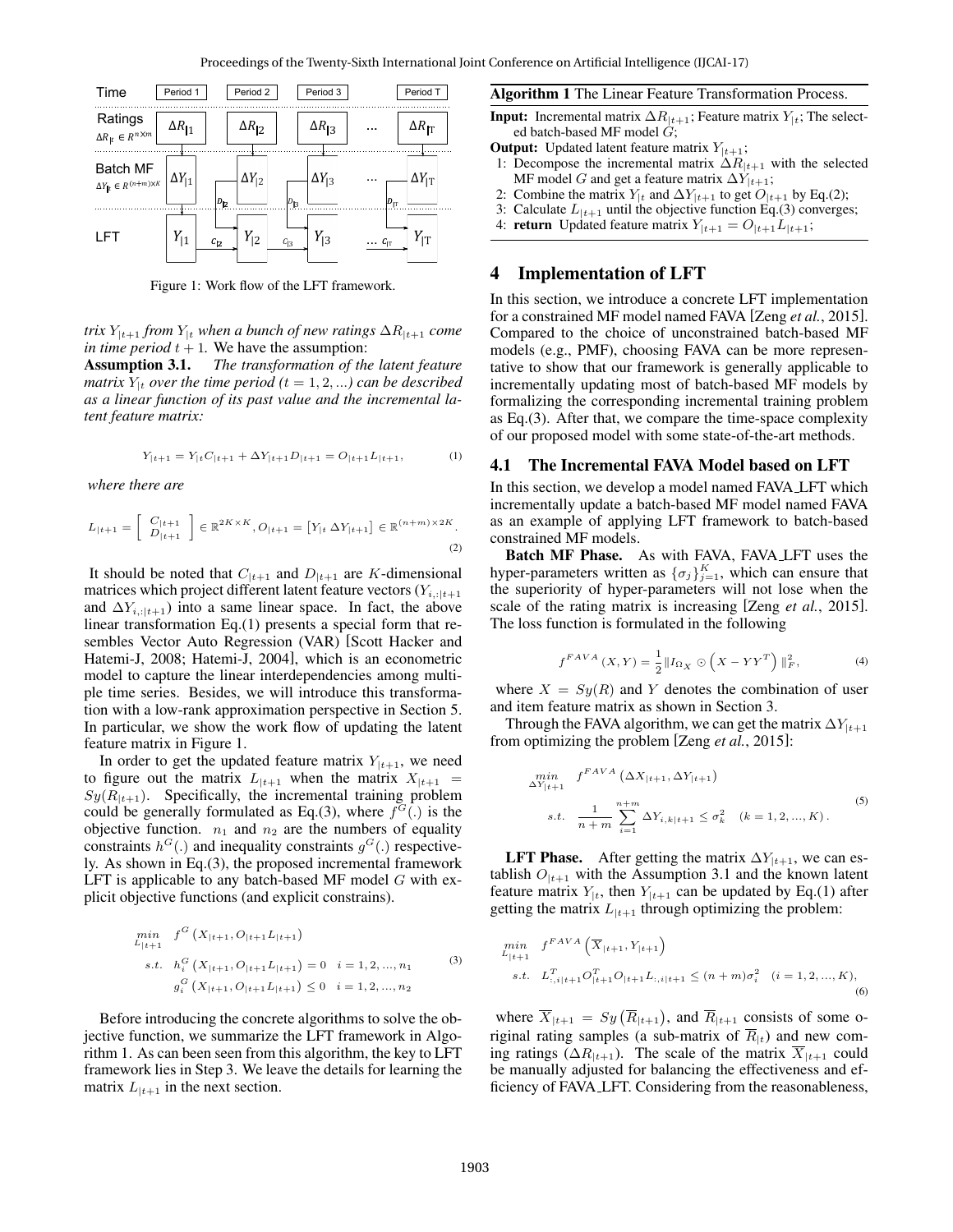Figure 1: Work flow of the LFT framework.

*trix $Y_{|t+1}$ from $Y_{|t}$ when a bunch of new ratings $\Delta R_{|t+1}$ come in time period $t+1$.* We have the assumption:

**Assumption 3.1.** *The transformation of the latent feature matrix $Y_{|t}$ over the time period ($t = 1, 2, ...$) can be described as a linear function of its past value and the incremental latent feature matrix:*

$$Y_{|t+1} = Y_{|t}C_{|t+1} + \Delta Y_{|t+1}D_{|t+1} = O_{|t+1}L_{|t+1}, \tag{1}$$

*where there are*

$$L_{|t+1} = \begin{bmatrix} C_{|t+1} \\ D_{|t+1} \end{bmatrix} \in \mathbb{R}^{2K \times K}, O_{|t+1} = \begin{bmatrix} Y_{|t} \ \Delta Y_{|t+1} \end{bmatrix} \in \mathbb{R}^{(n+m) \times 2K}. \tag{2}$$

It should be noted that $C_{|t+1}$ and $D_{|t+1}$ are $K$-dimensional matrices which project different latent feature vectors ($Y_{i,:|t+1}$ and $\Delta Y_{i,:|t+1}$) into a same linear space. In fact, the above linear transformation Eq.(1) presents a special form that resembles Vector Auto Regression (VAR) [Scott Hacker and Hatemi-J, 2008; Hatemi-J, 2004], which is an econometric model to capture the linear interdependencies among multiple time series. Besides, we will introduce this transformation with a low-rank approximation perspective in Section 5. In particular, we show the work flow of updating the latent feature matrix in Figure 1.

In order to get the updated feature matrix $Y_{|t+1}$, we need to figure out the matrix $L_{|t+1}$ when the matrix $X_{|t+1} = Sy(R_{|t+1})$. Specifically, the incremental training problem could be generally formulated as Eq.(3), where $f^G(.)$ is the objective function. $n_1$ and $n_2$ are the numbers of equality constraints $h^G(.)$ and inequality constraints $g^G(.)$ respectively. As shown in Eq.(3), the proposed incremental framework LFT is applicable to any batch-based MF model $G$ with explicit objective functions (and explicit constrains).

$$\begin{aligned} \min_{L_{|t+1}} \quad & f^G\left(X_{|t+1}, O_{|t+1}L_{|t+1}\right) \\ s.t. \quad & h_i^G\left(X_{|t+1}, O_{|t+1}L_{|t+1}\right) = 0 \quad i = 1, 2, ..., n_1 \\ & g_i^G\left(X_{|t+1}, O_{|t+1}L_{|t+1}\right) \leq 0 \quad i = 1, 2, ..., n_2 \end{aligned} \tag{3}$$

Before introducing the concrete algorithms to solve the objective function, we summarize the LFT framework in Algorithm 1. As can been seen from this algorithm, the key to LFT framework lies in Step 3. We leave the details for learning the matrix $L_{|t+1}$ in the next section.

**Algorithm 1** The Linear Feature Transformation Process.

**Input:** Incremental matrix $\Delta R_{|t+1}$; Feature matrix $Y_{|t}$; The selected batch-based MF model $G$;

**Output:** Updated latent feature matrix $Y_{|t+1}$;

1: Decompose the incremental matrix $\Delta R_{|t+1}$ with the selected MF model $G$ and get a feature matrix $\Delta Y_{|t+1}$;

2: Combine the matrix $Y_{|t}$ and $\Delta Y_{|t+1}$ to get $O_{|t+1}$ by Eq.(2);

3: Calculate $L_{|t+1}$ until the objective function Eq.(3) converges;

4: **return** Updated feature matrix $Y_{|t+1} = O_{|t+1}L_{|t+1}$;

# 4 Implementation of LFT

In this section, we introduce a concrete LFT implementation for a constrained MF model named FAVA [Zeng *et al.*, 2015]. Compared to the choice of unconstrained batch-based MF models (e.g., PMF), choosing FAVA can be more representative to show that our framework is generally applicable to incrementally updating most of batch-based MF models by formalizing the corresponding incremental training problem as Eq.(3). After that, we compare the time-space complexity of our proposed model with some state-of-the-art methods.

## 4.1 The Incremental FAVA Model based on LFT

In this section, we develop a model named FAVA_LFT which incrementally update a batch-based MF model named FAVA as an example of applying LFT framework to batch-based constrained MF models.

**Batch MF Phase.** As with FAVA, FAVA_LFT uses the hyper-parameters written as $\{\sigma_j\}_{j=1}^K$, which can ensure that the superiority of hyper-parameters will not lose when the scale of the rating matrix is increasing [Zeng *et al.*, 2015]. The loss function is formulated in the following

$$f^{FAVA}(X, Y) = \frac{1}{2}\|I_{\Omega_X} \odot \left(X - YY^T\right)\|_F^2, \tag{4}$$

where $X = Sy(R)$ and $Y$ denotes the combination of user and item feature matrix as shown in Section 3.

Through the FAVA algorithm, we can get the matrix $\Delta Y_{|t+1}$ from optimizing the problem [Zeng *et al.*, 2015]:

$$\begin{aligned} \min_{\Delta Y_{|t+1}} \quad & f^{FAVA}\left(\Delta X_{|t+1}, \Delta Y_{|t+1}\right) \\ s.t. \quad & \frac{1}{n+m}\sum_{i=1}^{n+m} \Delta Y_{i,k|t+1} \leq \sigma_k^2 \quad (k = 1, 2, ..., K). \end{aligned} \tag{5}$$

**LFT Phase.** After getting the matrix $\Delta Y_{|t+1}$, we can establish $O_{|t+1}$ with the Assumption 3.1 and the known latent feature matrix $Y_{|t}$, then $Y_{|t+1}$ can be updated by Eq.(1) after getting the matrix $L_{|t+1}$ through optimizing the problem:

$$\begin{aligned} \min_{L_{|t+1}} \quad & f^{FAVA}\left(\overline{X}_{|t+1}, Y_{|t+1}\right) \\ s.t. \quad & L_{:,i|t+1}^T O_{|t+1}^T O_{|t+1} L_{:,i|t+1} \leq (n+m)\sigma_i^2 \quad (i = 1, 2, ..., K), \end{aligned} \tag{6}$$

where $\overline{X}_{|t+1} = Sy\left(\overline{R}_{|t+1}\right)$, and $\overline{R}_{|t+1}$ consists of some original rating samples (a sub-matrix of $\overline{R}_{|t}$) and new coming ratings ($\Delta R_{|t+1}$). The scale of the matrix $\overline{X}_{|t+1}$ could be manually adjusted for balancing the effectiveness and efficiency of FAVA_LFT. Considering from the reasonableness,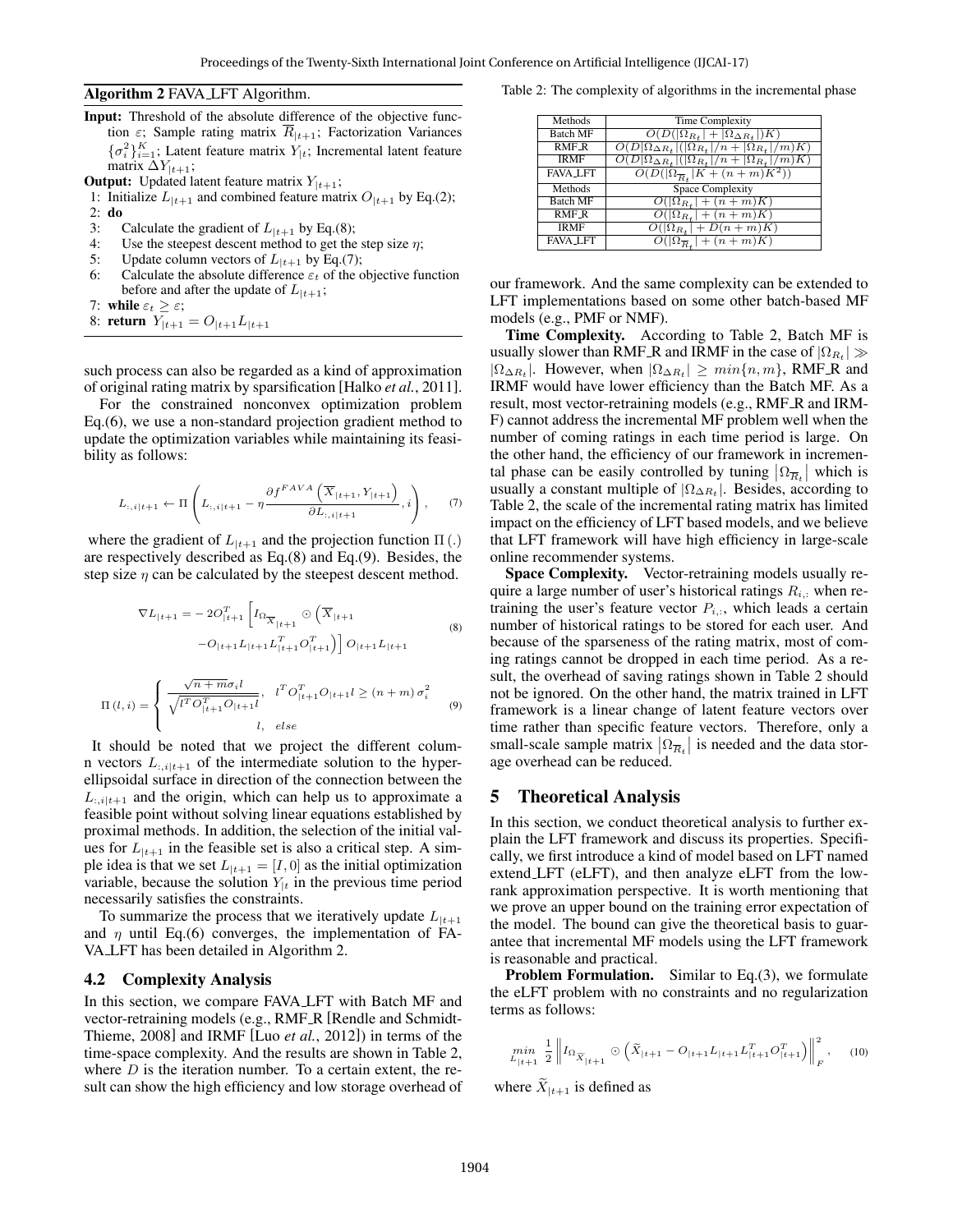**Algorithm 2** FAVA_LFT Algorithm.

**Input:** Threshold of the absolute difference of the objective function $\varepsilon$; Sample rating matrix $\overline{R}_{|t+1}$; Factorization Variances $\{\sigma_i^2\}_{i=1}^K$; Latent feature matrix $Y_{|t}$; Incremental latent feature matrix $\Delta Y_{|t+1}$;

**Output:** Updated latent feature matrix $Y_{|t+1}$;

1: Initialize $L_{|t+1}$ and combined feature matrix $O_{|t+1}$ by Eq.(2);
2: **do**
3: Calculate the gradient of $L_{|t+1}$ by Eq.(8);
4: Use the steepest descent method to get the step size $\eta$;
5: Update column vectors of $L_{|t+1}$ by Eq.(7);
6: Calculate the absolute difference $\varepsilon_t$ of the objective function before and after the update of $L_{|t+1}$;
7: **while** $\varepsilon_t \geq \varepsilon$;
8: **return** $Y_{|t+1} = O_{|t+1}L_{|t+1}$

such process can also be regarded as a kind of approximation of original rating matrix by sparsification [Halko *et al.*, 2011].

For the constrained nonconvex optimization problem Eq.(6), we use a non-standard projection gradient method to update the optimization variables while maintaining its feasibility as follows:

$$L_{:,i|t+1} \leftarrow \Pi\left(L_{:,i|t+1} - \eta\frac{\partial f^{FAVA}\left(\overline{X}_{|t+1}, Y_{|t+1}\right)}{\partial L_{:,i|t+1}}, i\right), \quad (7)$$

where the gradient of $L_{|t+1}$ and the projection function $\Pi(.)$ are respectively described as Eq.(8) and Eq.(9). Besides, the step size $\eta$ can be calculated by the steepest descent method.

$$\begin{aligned}\nabla L_{|t+1} = &-2O_{|t+1}^T\left[I_{\Omega_{\overline{X}_{|t+1}}} \odot \left(\overline{X}_{|t+1}\right.\right.\\ &\left.\left.-O_{|t+1}L_{|t+1}L_{|t+1}^T O_{|t+1}^T\right)\right]O_{|t+1}L_{|t+1}\end{aligned} \quad (8)$$

$$\Pi(l,i) = \begin{cases} \dfrac{\sqrt{n+m}\sigma_i l}{\sqrt{l^T O_{|t+1}^T O_{|t+1} l}}, & l^T O_{|t+1}^T O_{|t+1} l \geq (n+m)\sigma_i^2 \\ l, & else \end{cases} \quad (9)$$

It should be noted that we project the different column vectors $L_{:,i|t+1}$ of the intermediate solution to the hyper-ellipsoidal surface in direction of the connection between the $L_{:,i|t+1}$ and the origin, which can help us to approximate a feasible point without solving linear equations established by proximal methods. In addition, the selection of the initial values for $L_{|t+1}$ in the feasible set is also a critical step. A simple idea is that we set $L_{|t+1} = [I, 0]$ as the initial optimization variable, because the solution $Y_{|t}$ in the previous time period necessarily satisfies the constraints.

To summarize the process that we iteratively update $L_{|t+1}$ and $\eta$ until Eq.(6) converges, the implementation of FAVA_LFT has been detailed in Algorithm 2.

### 4.2 Complexity Analysis

In this section, we compare FAVA_LFT with Batch MF and vector-retraining models (e.g., RMF_R [Rendle and Schmidt-Thieme, 2008] and IRMF [Luo *et al.*, 2012]) in terms of the time-space complexity. And the results are shown in Table 2, where $D$ is the iteration number. To a certain extent, the result can show the high efficiency and low storage overhead of our framework. And the same complexity can be extended to LFT implementations based on some other batch-based MF models (e.g., PMF or NMF).

Table 2: The complexity of algorithms in the incremental phase

| Methods | Time Complexity |
|---|---|
| Batch MF | $O(D(\lvert\Omega_{R_t}\rvert + \lvert\Omega_{\Delta R_t}\rvert)K)$ |
| RMF_R | $O(D\lvert\Omega_{\Delta R_t}\rvert(\lvert\Omega_{R_t}\rvert/n + \lvert\Omega_{R_t}\rvert/m)K)$ |
| IRMF | $O(D\lvert\Omega_{\Delta R_t}\rvert(\lvert\Omega_{R_t}\rvert/n + \lvert\Omega_{R_t}\rvert/m)K)$ |
| FAVA_LFT | $O(D(\lvert\Omega_{\overline{R}_t}\rvert K + (n+m)K^2))$ |
| **Methods** | **Space Complexity** |
| Batch MF | $O(\lvert\Omega_{R_t}\rvert + (n+m)K)$ |
| RMF_R | $O(\lvert\Omega_{R_t}\rvert + (n+m)K)$ |
| IRMF | $O(\lvert\Omega_{R_t}\rvert + D(n+m)K)$ |
| FAVA_LFT | $O(\lvert\Omega_{\overline{R}_t}\rvert + (n+m)K)$ |

**Time Complexity.** According to Table 2, Batch MF is usually slower than RMF_R and IRMF in the case of $|\Omega_{R_t}| \gg |\Omega_{\Delta R_t}|$. However, when $|\Omega_{\Delta R_t}| \geq min\{n, m\}$, RMF_R and IRMF would have lower efficiency than the Batch MF. As a result, most vector-retraining models (e.g., RMF_R and IRMF) cannot address the incremental MF problem well when the number of coming ratings in each time period is large. On the other hand, the efficiency of our framework in incremental phase can be easily controlled by tuning $|\Omega_{\overline{R}_t}|$ which is usually a constant multiple of $|\Omega_{\Delta R_t}|$. Besides, according to Table 2, the scale of the incremental rating matrix has limited impact on the efficiency of LFT based models, and we believe that LFT framework will have high efficiency in large-scale online recommender systems.

**Space Complexity.** Vector-retraining models usually require a large number of user's historical ratings $R_{i,:}$ when retraining the user's feature vector $P_{i,:}$, which leads a certain number of historical ratings to be stored for each user. And because of the sparseness of the rating matrix, most of coming ratings cannot be dropped in each time period. As a result, the overhead of saving ratings shown in Table 2 should not be ignored. On the other hand, the matrix trained in LFT framework is a linear change of latent feature vectors over time rather than specific feature vectors. Therefore, only a small-scale sample matrix $|\Omega_{\overline{R}_t}|$ is needed and the data storage overhead can be reduced.

## 5 Theoretical Analysis

In this section, we conduct theoretical analysis to further explain the LFT framework and discuss its properties. Specifically, we first introduce a kind of model based on LFT named extend_LFT (eLFT), and then analyze eLFT from the low-rank approximation perspective. It is worth mentioning that we prove an upper bound on the training error expectation of the model. The bound can give the theoretical basis to guarantee that incremental MF models using the LFT framework is reasonable and practical.

**Problem Formulation.** Similar to Eq.(3), we formulate the eLFT problem with no constraints and no regularization terms as follows:

$$\min_{L_{|t+1}} \frac{1}{2}\left\|I_{\Omega_{\overline{X}_{|t+1}}} \odot \left(\widetilde{X}_{|t+1} - O_{|t+1}L_{|t+1}L_{|t+1}^T O_{|t+1}^T\right)\right\|_F^2, \quad (10)$$

where $\widetilde{X}_{|t+1}$ is defined as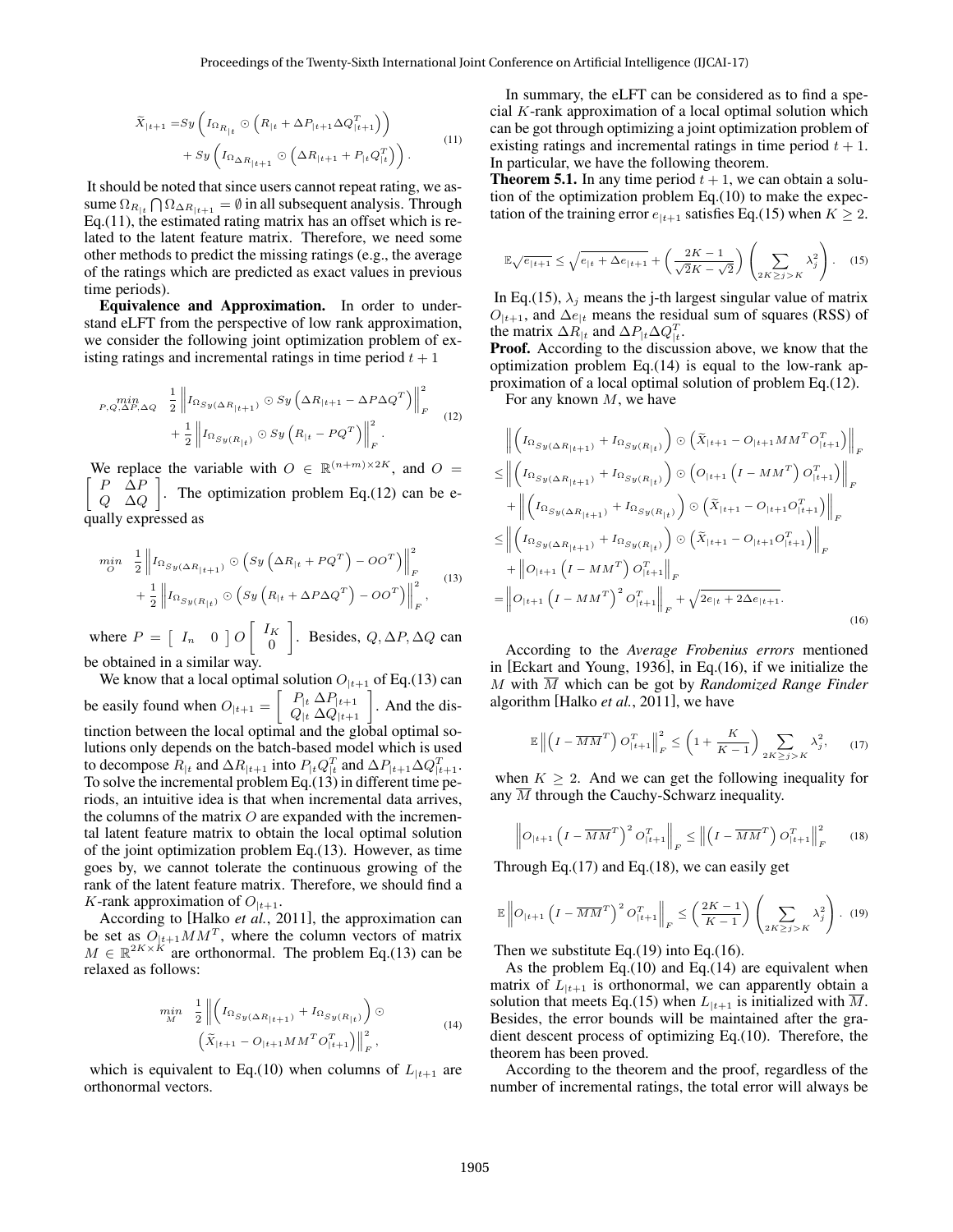$$
\begin{aligned}
\widetilde{X}_{|t+1} =& Sy\left(I_{\Omega_{R_{|t}}} \odot \left(R_{|t} + \Delta P_{|t+1} \Delta Q_{|t+1}^T\right)\right) \\
&+ Sy\left(I_{\Omega_{\Delta R_{|t+1}}} \odot \left(\Delta R_{|t+1} + P_{|t} Q_{|t}^T\right)\right).
\end{aligned} \tag{11}
$$

It should be noted that since users cannot repeat rating, we assume $\Omega_{R_{|t}} \bigcap \Omega_{\Delta R_{|t+1}} = \emptyset$ in all subsequent analysis. Through Eq.(11), the estimated rating matrix has an offset which is related to the latent feature matrix. Therefore, we need some other methods to predict the missing ratings (e.g., the average of the ratings which are predicted as exact values in previous time periods).

**Equivalence and Approximation.** In order to understand eLFT from the perspective of low rank approximation, we consider the following joint optimization problem of existing ratings and incremental ratings in time period $t+1$

$$
\begin{aligned}
\min_{P,Q,\Delta P,\Delta Q} \quad & \frac{1}{2}\left\| I_{\Omega_{Sy(\Delta R_{|t+1})}} \odot Sy\left(\Delta R_{|t+1} - \Delta P \Delta Q^T\right)\right\|_F^2 \\
&+ \frac{1}{2}\left\| I_{\Omega_{Sy(R_{|t})}} \odot Sy\left(R_{|t} - P Q^T\right)\right\|_F^2.
\end{aligned} \tag{12}
$$

We replace the variable with $O \in \mathbb{R}^{(n+m)\times 2K}$, and $O = \begin{bmatrix} P & \Delta P \\ Q & \Delta Q \end{bmatrix}$. The optimization problem Eq.(12) can be equally expressed as

$$
\begin{aligned}
\min_{O} \quad & \frac{1}{2}\left\| I_{\Omega_{Sy(\Delta R_{|t+1})}} \odot \left(Sy\left(\Delta R_{|t} + P Q^T\right) - O O^T\right)\right\|_F^2 \\
&+ \frac{1}{2}\left\| I_{\Omega_{Sy(R_{|t})}} \odot \left(Sy\left(R_{|t} + \Delta P \Delta Q^T\right) - O O^T\right)\right\|_F^2,
\end{aligned} \tag{13}
$$

where $P = \begin{bmatrix} I_n & 0 \end{bmatrix} O \begin{bmatrix} I_K \\ 0 \end{bmatrix}$. Besides, $Q, \Delta P, \Delta Q$ can be obtained in a similar way.

We know that a local optimal solution $O_{|t+1}$ of Eq.(13) can be easily found when $O_{|t+1} = \begin{bmatrix} P_{|t} & \Delta P_{|t+1} \\ Q_{|t} & \Delta Q_{|t+1} \end{bmatrix}$. And the distinction between the local optimal and the global optimal solutions only depends on the batch-based model which is used to decompose $R_{|t}$ and $\Delta R_{|t+1}$ into $P_{|t}Q_{|t}^T$ and $\Delta P_{|t+1}\Delta Q_{|t+1}^T$. To solve the incremental problem Eq.(13) in different time periods, an intuitive idea is that when incremental data arrives, the columns of the matrix $O$ are expanded with the incremental latent feature matrix to obtain the local optimal solution of the joint optimization problem Eq.(13). However, as time goes by, we cannot tolerate the continuous growing of the rank of the latent feature matrix. Therefore, we should find a $K$-rank approximation of $O_{|t+1}$.

According to [Halko *et al.*, 2011], the approximation can be set as $O_{|t+1}MM^T$, where the column vectors of matrix $M \in \mathbb{R}^{2K\times K}$ are orthonormal. The problem Eq.(13) can be relaxed as follows:

$$
\begin{aligned}
\min_{M} \quad & \frac{1}{2}\left\| \left(I_{\Omega_{Sy(\Delta R_{|t+1})}} + I_{\Omega_{Sy(R_{|t})}}\right) \odot \right. \\
& \left. \left(\widetilde{X}_{|t+1} - O_{|t+1} M M^T O_{|t+1}^T\right)\right\|_F^2,
\end{aligned} \tag{14}
$$

which is equivalent to Eq.(10) when columns of $L_{|t+1}$ are orthonormal vectors.

In summary, the eLFT can be considered as to find a special $K$-rank approximation of a local optimal solution which can be got through optimizing a joint optimization problem of existing ratings and incremental ratings in time period $t+1$. In particular, we have the following theorem.

**Theorem 5.1.** In any time period $t+1$, we can obtain a solution of the optimization problem Eq.(10) to make the expectation of the training error $e_{|t+1}$ satisfies Eq.(15) when $K \geq 2$.

$$
\mathbb{E}\sqrt{e_{|t+1}} \leq \sqrt{e_{|t} + \Delta e_{|t+1}} + \left(\frac{2K-1}{\sqrt{2}K - \sqrt{2}}\right)\left(\sum_{2K \geq j > K} \lambda_j^2\right). \tag{15}
$$

In Eq.(15), $\lambda_j$ means the j-th largest singular value of matrix $O_{|t+1}$, and $\Delta e_{|t}$ means the residual sum of squares (RSS) of the matrix $\Delta R_{|t}$ and $\Delta P_{|t}\Delta Q_{|t}^T$.

**Proof.** According to the discussion above, we know that the optimization problem Eq.(14) is equal to the low-rank approximation of a local optimal solution of problem Eq.(12).

For any known $M$, we have

$$
\begin{aligned}
&\left\|\left(I_{\Omega_{Sy(\Delta R_{|t+1})}} + I_{\Omega_{Sy(R_{|t})}}\right) \odot \left(\widetilde{X}_{|t+1} - O_{|t+1} M M^T O_{|t+1}^T\right)\right\|_F \\
\leq &\left\|\left(I_{\Omega_{Sy(\Delta R_{|t+1})}} + I_{\Omega_{Sy(R_{|t})}}\right) \odot \left(O_{|t+1}\left(I - M M^T\right) O_{|t+1}^T\right)\right\|_F \\
&+ \left\|\left(I_{\Omega_{Sy(\Delta R_{|t+1})}} + I_{\Omega_{Sy(R_{|t})}}\right) \odot \left(\widetilde{X}_{|t+1} - O_{|t+1} O_{|t+1}^T\right)\right\|_F \\
\leq &\left\|\left(I_{\Omega_{Sy(\Delta R_{|t+1})}} + I_{\Omega_{Sy(R_{|t})}}\right) \odot \left(\widetilde{X}_{|t+1} - O_{|t+1} O_{|t+1}^T\right)\right\|_F \\
&+ \left\| O_{|t+1}\left(I - M M^T\right) O_{|t+1}^T\right\|_F \\
= &\left\| O_{|t+1}\left(I - M M^T\right)^2 O_{|t+1}^T\right\|_F + \sqrt{2e_{|t} + 2\Delta e_{|t+1}}.
\end{aligned} \tag{16}
$$

According to the *Average Frobenius errors* mentioned in [Eckart and Young, 1936], in Eq.(16), if we initialize the $M$ with $\overline{M}$ which can be got by *Randomized Range Finder* algorithm [Halko *et al.*, 2011], we have

$$
\mathbb{E}\left\|\left(I - \overline{M}\,\overline{M}^T\right) O_{|t+1}^T\right\|_F^2 \leq \left(1 + \frac{K}{K-1}\right)\sum_{2K \geq j > K} \lambda_j^2, \tag{17}
$$

when $K \geq 2$. And we can get the following inequality for any $\overline{M}$ through the Cauchy-Schwarz inequality.

$$
\left\| O_{|t+1}\left(I - \overline{M}\,\overline{M}^T\right)^2 O_{|t+1}^T\right\|_F \leq \left\|\left(I - \overline{M}\,\overline{M}^T\right) O_{|t+1}^T\right\|_F^2 \tag{18}
$$

Through Eq.(17) and Eq.(18), we can easily get

$$
\mathbb{E}\left\| O_{|t+1}\left(I - \overline{M}\,\overline{M}^T\right)^2 O_{|t+1}^T\right\|_F \leq \left(\frac{2K-1}{K-1}\right)\left(\sum_{2K \geq j > K} \lambda_j^2\right). \tag{19}
$$

Then we substitute Eq.(19) into Eq.(16).

As the problem Eq.(10) and Eq.(14) are equivalent when matrix of $L_{|t+1}$ is orthonormal, we can apparently obtain a solution that meets Eq.(15) when $L_{|t+1}$ is initialized with $\overline{M}$. Besides, the error bounds will be maintained after the gradient descent process of optimizing Eq.(10). Therefore, the theorem has been proved.

According to the theorem and the proof, regardless of the number of incremental ratings, the total error will always be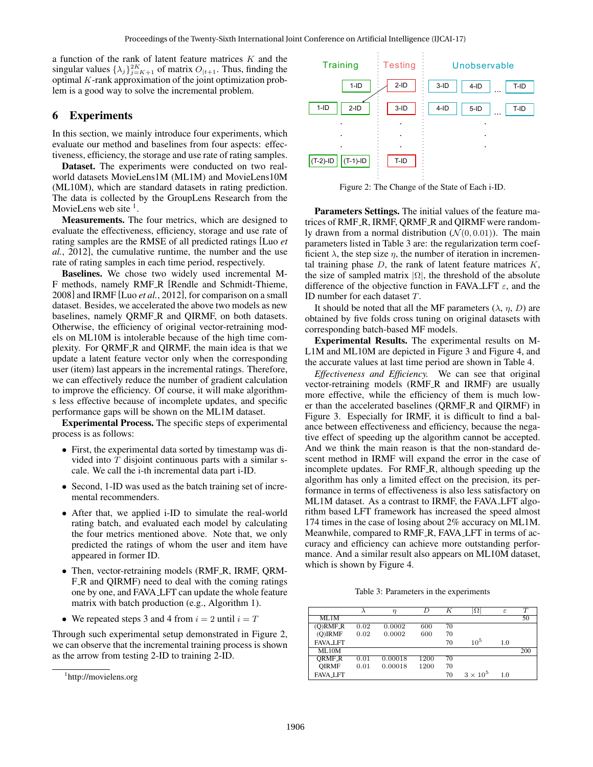a function of the rank of latent feature matrices $K$ and the singular values $\{\lambda_j\}_{j=K+1}^{2K}$ of matrix $O_{|t+1}$. Thus, finding the optimal $K$-rank approximation of the joint optimization problem is a good way to solve the incremental problem.

# 6 Experiments

In this section, we mainly introduce four experiments, which evaluate our method and baselines from four aspects: effectiveness, efficiency, the storage and use rate of rating samples.

**Dataset.** The experiments were conducted on two real-world datasets MovieLens1M (ML1M) and MovieLens10M (ML10M), which are standard datasets in rating prediction. The data is collected by the GroupLens Research from the MovieLens web site [1].

**Measurements.** The four metrics, which are designed to evaluate the effectiveness, efficiency, storage and use rate of rating samples are the RMSE of all predicted ratings [Luo *et al.*, 2012], the cumulative runtime, the number and the use rate of rating samples in each time period, respectively.

**Baselines.** We chose two widely used incremental MF methods, namely RMF_R [Rendle and Schmidt-Thieme, 2008] and IRMF [Luo *et al.*, 2012], for comparison on a small dataset. Besides, we accelerated the above two models as new baselines, namely QRMF_R and QIRMF, on both datasets. Otherwise, the efficiency of original vector-retraining models on ML10M is intolerable because of the high time complexity. For QRMF_R and QIRMF, the main idea is that we update a latent feature vector only when the corresponding user (item) last appears in the incremental ratings. Therefore, we can effectively reduce the number of gradient calculation to improve the efficiency. Of course, it will make algorithms less effective because of incomplete updates, and specific performance gaps will be shown on the ML1M dataset.

**Experimental Process.** The specific steps of experimental process is as follows:

- First, the experimental data sorted by timestamp was divided into $T$ disjoint continuous parts with a similar scale. We call the i-th incremental data part i-ID.
- Second, 1-ID was used as the batch training set of incremental recommenders.
- After that, we applied i-ID to simulate the real-world rating batch, and evaluated each model by calculating the four metrics mentioned above. Note that, we only predicted the ratings of whom the user and item have appeared in former ID.
- Then, vector-retraining models (RMF_R, IRMF, QRMF_R and QIRMF) need to deal with the coming ratings one by one, and FAVA_LFT can update the whole feature matrix with batch production (e.g., Algorithm 1).
- We repeated steps 3 and 4 from $i = 2$ until $i = T$

Through such experimental setup demonstrated in Figure 2, we can observe that the incremental training process is shown as the arrow from testing 2-ID to training 2-ID.

[1] http://movielens.org

Figure 2: The Change of the State of Each i-ID.

**Parameters Settings.** The initial values of the feature matrices of RMF_R, IRMF, QRMF_R and QIRMF were randomly drawn from a normal distribution ($\mathcal{N}(0, 0.01)$). The main parameters listed in Table 3 are: the regularization term coefficient $\lambda$, the step size $\eta$, the number of iteration in incremental training phase $D$, the rank of latent feature matrices $K$, the size of sampled matrix $|\Omega|$, the threshold of the absolute difference of the objective function in FAVA_LFT $\varepsilon$, and the ID number for each dataset $T$.

It should be noted that all the MF parameters ($\lambda$, $\eta$, $D$) are obtained by five folds cross tuning on original datasets with corresponding batch-based MF models.

**Experimental Results.** The experimental results on ML1M and ML10M are depicted in Figure 3 and Figure 4, and the accurate values at last time period are shown in Table 4.

*Effectiveness and Efficiency.* We can see that original vector-retraining models (RMF_R and IRMF) are usually more effective, while the efficiency of them is much lower than the accelerated baselines (QRMF_R and QIRMF) in Figure 3. Especially for IRMF, it is difficult to find a balance between effectiveness and efficiency, because the negative effect of speeding up the algorithm cannot be accepted. And we think the main reason is that the non-standard descent method in IRMF will expand the error in the case of incomplete updates. For RMF_R, although speeding up the algorithm has only a limited effect on the precision, its performance in terms of effectiveness is also less satisfactory on ML1M dataset. As a contrast to IRMF, the FAVA_LFT algorithm based LFT framework has increased the speed almost 174 times in the case of losing about 2% accuracy on ML1M. Meanwhile, compared to RMF_R, FAVA_LFT in terms of accuracy and efficiency can achieve more outstanding performance. And a similar result also appears on ML10M dataset, which is shown by Figure 4.

Table 3: Parameters in the experiments

| | $\lambda$ | $\eta$ | $D$ | $K$ | $\|\Omega\|$ | $\varepsilon$ | $T$ |
|---|---|---|---|---|---|---|---|
| ML1M | | | | | | | 50 |
| (Q)RMF_R | 0.02 | 0.0002 | 600 | 70 | | | |
| (Q)IRMF | 0.02 | 0.0002 | 600 | 70 | | | |
| FAVA_LFT | | | | 70 | $10^5$ | 1.0 | |
| ML10M | | | | | | | 200 |
| QRMF_R | 0.01 | 0.00018 | 1200 | 70 | | | |
| QIRMF | 0.01 | 0.00018 | 1200 | 70 | | | |
| FAVA_LFT | | | | 70 | $3 \times 10^5$ | 1.0 | |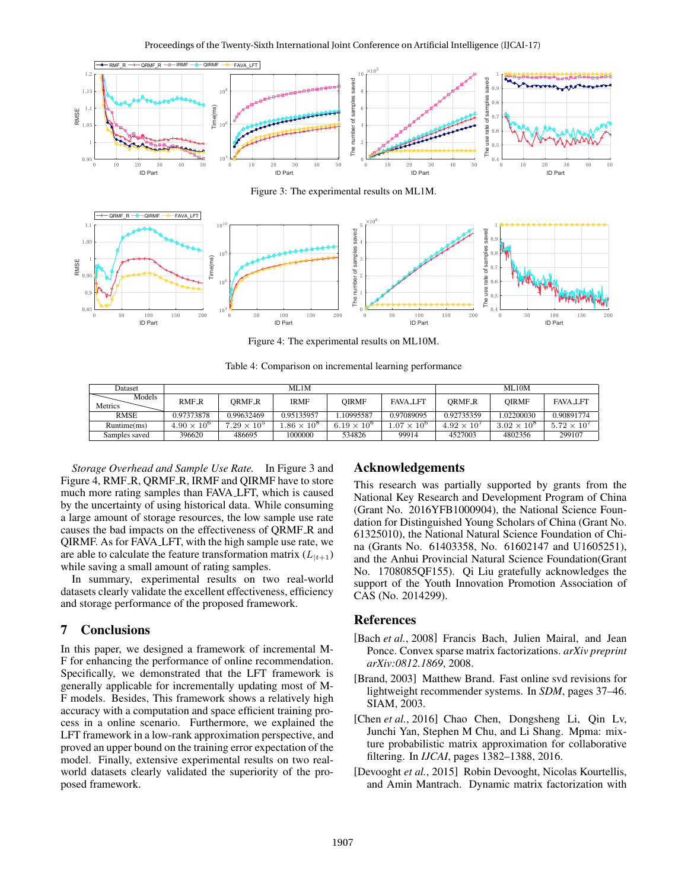Figure 3: The experimental results on ML1M.

Figure 4: The experimental results on ML10M.

Table 4: Comparison on incremental learning performance

| Dataset | ML1M | | | | | ML10M | | |
|---|---|---|---|---|---|---|---|---|
| Metrics \ Models | RMF_R | QRMF_R | IRMF | QIRMF | FAVA_LFT | QRMF_R | QIRMF | FAVA_LFT |
| RMSE | 0.97373878 | 0.99632469 | 0.95135957 | 1.10995587 | 0.97089095 | 0.92735359 | 1.02200030 | 0.90891774 |
| Runtime(ms) | $4.90 \times 10^6$ | $7.29 \times 10^5$ | $1.86 \times 10^8$ | $6.19 \times 10^6$ | $1.07 \times 10^6$ | $4.92 \times 10^7$ | $3.02 \times 10^8$ | $5.72 \times 10^7$ |
| Samples saved | 396620 | 486695 | 1000000 | 534826 | 99914 | 4527003 | 4802356 | 299107 |

*Storage Overhead and Sample Use Rate.* In Figure 3 and Figure 4, RMF_R, QRMF_R, IRMF and QIRMF have to store much more rating samples than FAVA_LFT, which is caused by the uncertainty of using historical data. While consuming a large amount of storage resources, the low sample use rate causes the bad impacts on the effectiveness of QRMF_R and QIRMF. As for FAVA_LFT, with the high sample use rate, we are able to calculate the feature transformation matrix ($L_{|t+1}$) while saving a small amount of rating samples.

In summary, experimental results on two real-world datasets clearly validate the excellent effectiveness, efficiency and storage performance of the proposed framework.

## 7 Conclusions

In this paper, we designed a framework of incremental MF for enhancing the performance of online recommendation. Specifically, we demonstrated that the LFT framework is generally applicable for incrementally updating most of MF models. Besides, This framework shows a relatively high accuracy with a computation and space efficient training process in a online scenario. Furthermore, we explained the LFT framework in a low-rank approximation perspective, and proved an upper bound on the training error expectation of the model. Finally, extensive experimental results on two real-world datasets clearly validated the superiority of the proposed framework.

## Acknowledgements

This research was partially supported by grants from the National Key Research and Development Program of China (Grant No. 2016YFB1000904), the National Science Foundation for Distinguished Young Scholars of China (Grant No. 61325010), the National Natural Science Foundation of China (Grants No. 61403358, No. 61602147 and U1605251), and the Anhui Provincial Natural Science Foundation(Grant No. 1708085QF155). Qi Liu gratefully acknowledges the support of the Youth Innovation Promotion Association of CAS (No. 2014299).

## References

[Bach *et al.*, 2008] Francis Bach, Julien Mairal, and Jean Ponce. Convex sparse matrix factorizations. *arXiv preprint arXiv:0812.1869*, 2008.

[Brand, 2003] Matthew Brand. Fast online svd revisions for lightweight recommender systems. In *SDM*, pages 37–46. SIAM, 2003.

[Chen *et al.*, 2016] Chao Chen, Dongsheng Li, Qin Lv, Junchi Yan, Stephen M Chu, and Li Shang. Mpma: mixture probabilistic matrix approximation for collaborative filtering. In *IJCAI*, pages 1382–1388, 2016.

[Devooght *et al.*, 2015] Robin Devooght, Nicolas Kourtellis, and Amin Mantrach. Dynamic matrix factorization with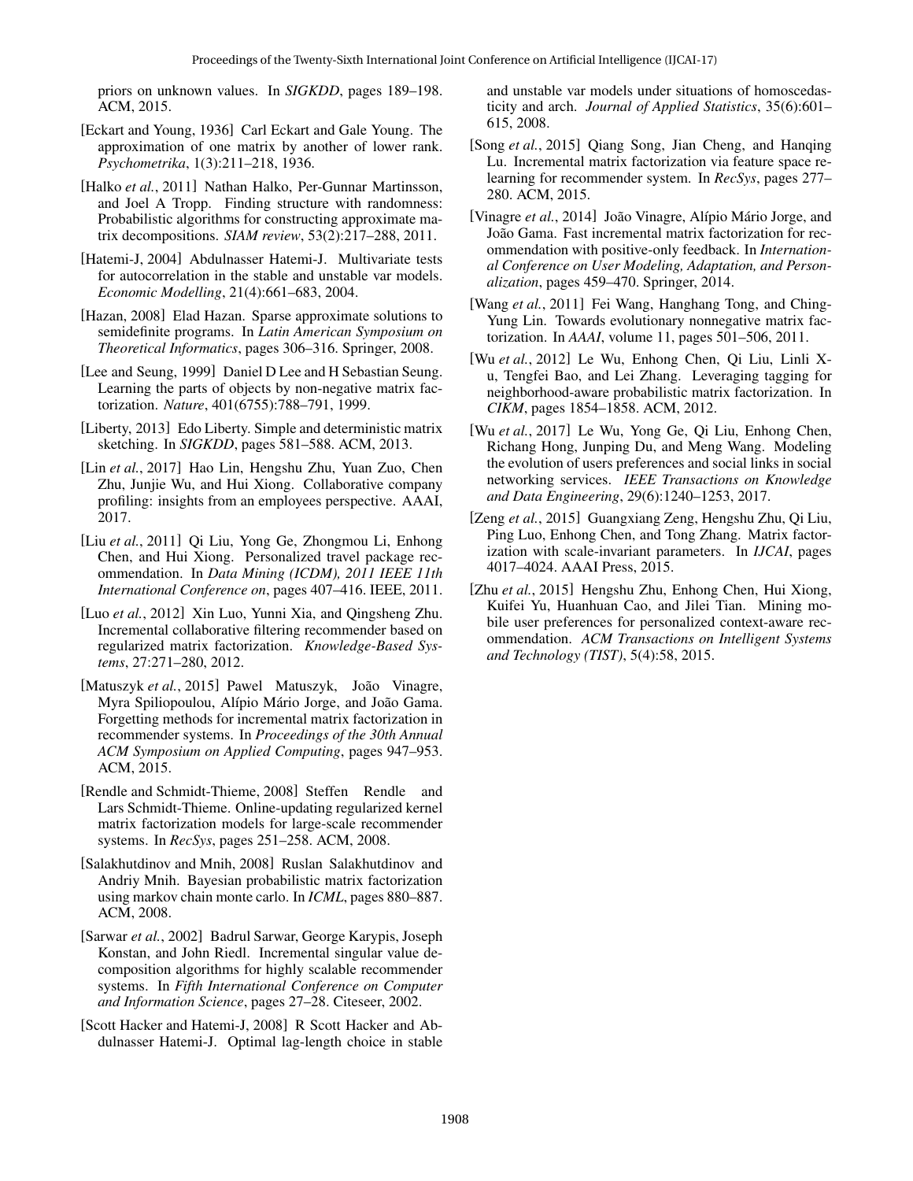priors on unknown values. In *SIGKDD*, pages 189–198. ACM, 2015.

[Eckart and Young, 1936] Carl Eckart and Gale Young. The approximation of one matrix by another of lower rank. *Psychometrika*, 1(3):211–218, 1936.

[Halko *et al.*, 2011] Nathan Halko, Per-Gunnar Martinsson, and Joel A Tropp. Finding structure with randomness: Probabilistic algorithms for constructing approximate matrix decompositions. *SIAM review*, 53(2):217–288, 2011.

[Hatemi-J, 2004] Abdulnasser Hatemi-J. Multivariate tests for autocorrelation in the stable and unstable var models. *Economic Modelling*, 21(4):661–683, 2004.

[Hazan, 2008] Elad Hazan. Sparse approximate solutions to semidefinite programs. In *Latin American Symposium on Theoretical Informatics*, pages 306–316. Springer, 2008.

[Lee and Seung, 1999] Daniel D Lee and H Sebastian Seung. Learning the parts of objects by non-negative matrix factorization. *Nature*, 401(6755):788–791, 1999.

[Liberty, 2013] Edo Liberty. Simple and deterministic matrix sketching. In *SIGKDD*, pages 581–588. ACM, 2013.

[Lin *et al.*, 2017] Hao Lin, Hengshu Zhu, Yuan Zuo, Chen Zhu, Junjie Wu, and Hui Xiong. Collaborative company profiling: insights from an employees perspective. AAAI, 2017.

[Liu *et al.*, 2011] Qi Liu, Yong Ge, Zhongmou Li, Enhong Chen, and Hui Xiong. Personalized travel package recommendation. In *Data Mining (ICDM), 2011 IEEE 11th International Conference on*, pages 407–416. IEEE, 2011.

[Luo *et al.*, 2012] Xin Luo, Yunni Xia, and Qingsheng Zhu. Incremental collaborative filtering recommender based on regularized matrix factorization. *Knowledge-Based Systems*, 27:271–280, 2012.

[Matuszyk *et al.*, 2015] Pawel Matuszyk, João Vinagre, Myra Spiliopoulou, Alípio Mário Jorge, and João Gama. Forgetting methods for incremental matrix factorization in recommender systems. In *Proceedings of the 30th Annual ACM Symposium on Applied Computing*, pages 947–953. ACM, 2015.

[Rendle and Schmidt-Thieme, 2008] Steffen Rendle and Lars Schmidt-Thieme. Online-updating regularized kernel matrix factorization models for large-scale recommender systems. In *RecSys*, pages 251–258. ACM, 2008.

[Salakhutdinov and Mnih, 2008] Ruslan Salakhutdinov and Andriy Mnih. Bayesian probabilistic matrix factorization using markov chain monte carlo. In *ICML*, pages 880–887. ACM, 2008.

[Sarwar *et al.*, 2002] Badrul Sarwar, George Karypis, Joseph Konstan, and John Riedl. Incremental singular value decomposition algorithms for highly scalable recommender systems. In *Fifth International Conference on Computer and Information Science*, pages 27–28. Citeseer, 2002.

[Scott Hacker and Hatemi-J, 2008] R Scott Hacker and Abdulnasser Hatemi-J. Optimal lag-length choice in stable and unstable var models under situations of homoscedasticity and arch. *Journal of Applied Statistics*, 35(6):601–615, 2008.

[Song *et al.*, 2015] Qiang Song, Jian Cheng, and Hanqing Lu. Incremental matrix factorization via feature space re-learning for recommender system. In *RecSys*, pages 277–280. ACM, 2015.

[Vinagre *et al.*, 2014] João Vinagre, Alípio Mário Jorge, and João Gama. Fast incremental matrix factorization for recommendation with positive-only feedback. In *International Conference on User Modeling, Adaptation, and Personalization*, pages 459–470. Springer, 2014.

[Wang *et al.*, 2011] Fei Wang, Hanghang Tong, and Ching-Yung Lin. Towards evolutionary nonnegative matrix factorization. In *AAAI*, volume 11, pages 501–506, 2011.

[Wu *et al.*, 2012] Le Wu, Enhong Chen, Qi Liu, Linli Xu, Tengfei Bao, and Lei Zhang. Leveraging tagging for neighborhood-aware probabilistic matrix factorization. In *CIKM*, pages 1854–1858. ACM, 2012.

[Wu *et al.*, 2017] Le Wu, Yong Ge, Qi Liu, Enhong Chen, Richang Hong, Junping Du, and Meng Wang. Modeling the evolution of users preferences and social links in social networking services. *IEEE Transactions on Knowledge and Data Engineering*, 29(6):1240–1253, 2017.

[Zeng *et al.*, 2015] Guangxiang Zeng, Hengshu Zhu, Qi Liu, Ping Luo, Enhong Chen, and Tong Zhang. Matrix factorization with scale-invariant parameters. In *IJCAI*, pages 4017–4024. AAAI Press, 2015.

[Zhu *et al.*, 2015] Hengshu Zhu, Enhong Chen, Hui Xiong, Kuifei Yu, Huanhuan Cao, and Jilei Tian. Mining mobile user preferences for personalized context-aware recommendation. *ACM Transactions on Intelligent Systems and Technology (TIST)*, 5(4):58, 2015.